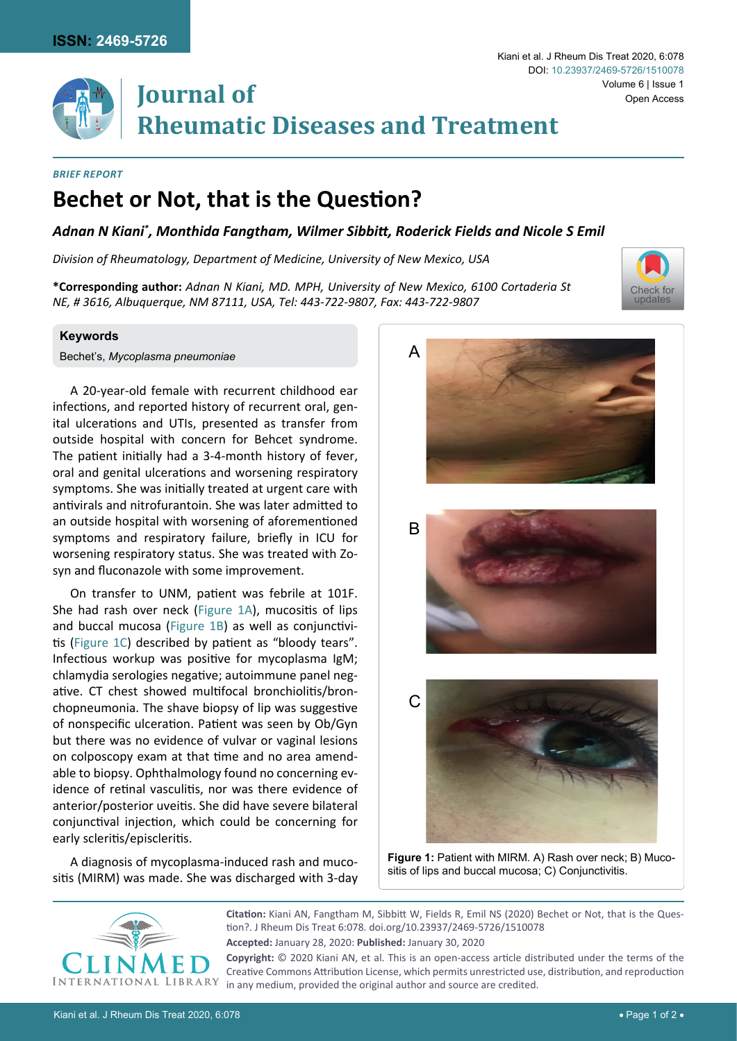*BRIEF REPORT*

# Bechet or Not, that is the Question?

***Adnan N Kiani*\*, Monthida Fangtham, Wilmer Sibbitt, Roderick Fields and Nicole S Emil***

*Division of Rheumatology, Department of Medicine, University of New Mexico, USA*

**\*Corresponding author:** *Adnan N Kiani, MD. MPH, University of New Mexico, 6100 Cortaderia St NE, # 3616, Albuquerque, NM 87111, USA, Tel: 443-722-9807, Fax: 443-722-9807*

**Keywords**

Bechet's, *Mycoplasma pneumoniae*

A 20-year-old female with recurrent childhood ear infections, and reported history of recurrent oral, genital ulcerations and UTIs, presented as transfer from outside hospital with concern for Behcet syndrome. The patient initially had a 3-4-month history of fever, oral and genital ulcerations and worsening respiratory symptoms. She was initially treated at urgent care with antivirals and nitrofurantoin. She was later admitted to an outside hospital with worsening of aforementioned symptoms and respiratory failure, briefly in ICU for worsening respiratory status. She was treated with Zosyn and fluconazole with some improvement.

On transfer to UNM, patient was febrile at 101F. She had rash over neck (Figure 1A), mucositis of lips and buccal mucosa (Figure 1B) as well as conjunctivitis (Figure 1C) described by patient as "bloody tears". Infectious workup was positive for mycoplasma IgM; chlamydia serologies negative; autoimmune panel negative. CT chest showed multifocal bronchiolitis/bronchopneumonia. The shave biopsy of lip was suggestive of nonspecific ulceration. Patient was seen by Ob/Gyn but there was no evidence of vulvar or vaginal lesions on colposcopy exam at that time and no area amendable to biopsy. Ophthalmology found no concerning evidence of retinal vasculitis, nor was there evidence of anterior/posterior uveitis. She did have severe bilateral conjunctival injection, which could be concerning for early scleritis/episcleritis.

A diagnosis of mycoplasma-induced rash and mucositis (MIRM) was made. She was discharged with 3-day

**Figure 1:** Patient with MIRM. A) Rash over neck; B) Mucositis of lips and buccal mucosa; C) Conjunctivitis.

**Citation:** Kiani AN, Fangtham M, Sibbitt W, Fields R, Emil NS (2020) Bechet or Not, that is the Question?. J Rheum Dis Treat 6:078. doi.org/10.23937/2469-5726/1510078

**Accepted:** January 28, 2020: **Published:** January 30, 2020

**Copyright:** © 2020 Kiani AN, et al. This is an open-access article distributed under the terms of the Creative Commons Attribution License, which permits unrestricted use, distribution, and reproduction in any medium, provided the original author and source are credited.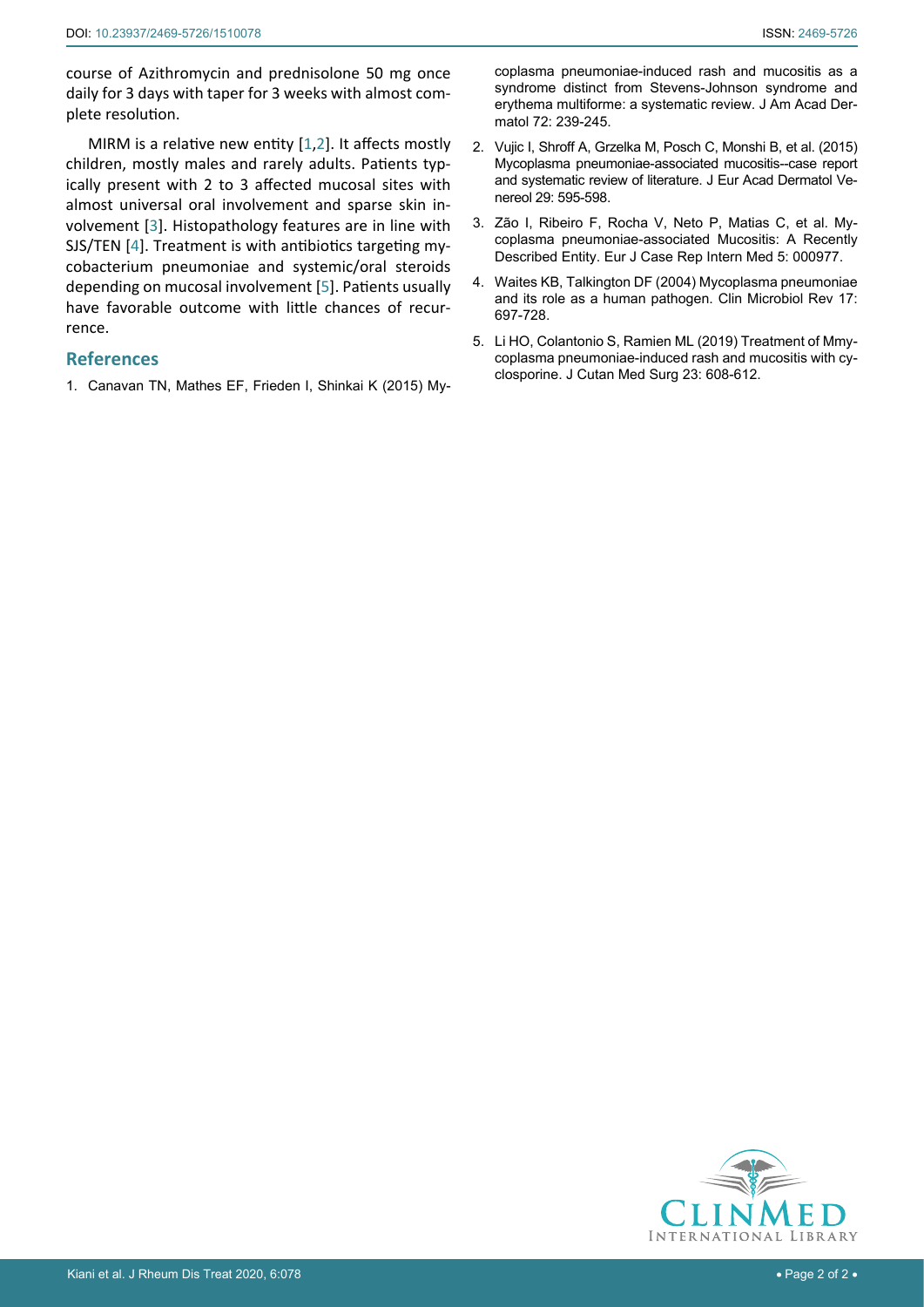course of Azithromycin and prednisolone 50 mg once daily for 3 days with taper for 3 weeks with almost complete resolution.

MIRM is a relative new entity [1,2]. It affects mostly children, mostly males and rarely adults. Patients typically present with 2 to 3 affected mucosal sites with almost universal oral involvement and sparse skin involvement [3]. Histopathology features are in line with SJS/TEN [4]. Treatment is with antibiotics targeting mycobacterium pneumoniae and systemic/oral steroids depending on mucosal involvement [5]. Patients usually have favorable outcome with little chances of recurrence.

## References

1. Canavan TN, Mathes EF, Frieden I, Shinkai K (2015) Mycoplasma pneumoniae-induced rash and mucositis as a syndrome distinct from Stevens-Johnson syndrome and erythema multiforme: a systematic review. J Am Acad Dermatol 72: 239-245.
2. Vujic I, Shroff A, Grzelka M, Posch C, Monshi B, et al. (2015) Mycoplasma pneumoniae-associated mucositis--case report and systematic review of literature. J Eur Acad Dermatol Venereol 29: 595-598.
3. Zão I, Ribeiro F, Rocha V, Neto P, Matias C, et al. Mycoplasma pneumoniae-associated Mucositis: A Recently Described Entity. Eur J Case Rep Intern Med 5: 000977.
4. Waites KB, Talkington DF (2004) Mycoplasma pneumoniae and its role as a human pathogen. Clin Microbiol Rev 17: 697-728.
5. Li HO, Colantonio S, Ramien ML (2019) Treatment of Mmycoplasma pneumoniae-induced rash and mucositis with cyclosporine. J Cutan Med Surg 23: 608-612.